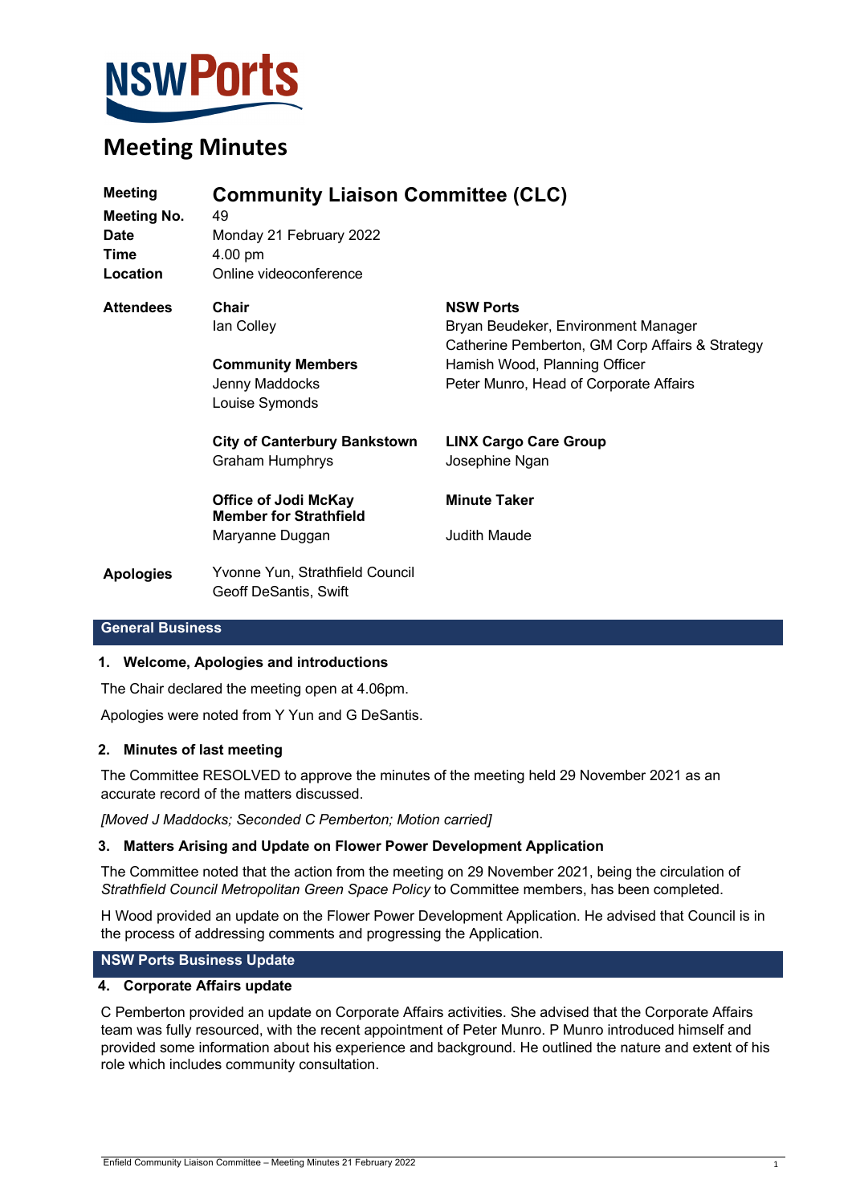NSWPorts

# Meeting Minutes

| | | |
|---|---|---|
| **Meeting** | **Community Liaison Committee (CLC)** | |
| **Meeting No.** | 49 | |
| **Date** | Monday 21 February 2022 | |
| **Time** | 4.00 pm | |
| **Location** | Online videoconference | |
| **Attendees** | **Chair**<br>Ian Colley<br><br>**Community Members**<br>Jenny Maddocks<br>Louise Symonds | **NSW Ports**<br>Bryan Beudeker, Environment Manager<br>Catherine Pemberton, GM Corp Affairs & Strategy<br>Hamish Wood, Planning Officer<br>Peter Munro, Head of Corporate Affairs |
| | **City of Canterbury Bankstown**<br>Graham Humphrys | **LINX Cargo Care Group**<br>Josephine Ngan |
| | **Office of Jodi McKay Member for Strathfield**<br>Maryanne Duggan | **Minute Taker**<br>Judith Maude |
| **Apologies** | Yvonne Yun, Strathfield Council<br>Geoff DeSantis, Swift | |

## General Business

### 1. Welcome, Apologies and introductions

The Chair declared the meeting open at 4.06pm.

Apologies were noted from Y Yun and G DeSantis.

### 2. Minutes of last meeting

The Committee RESOLVED to approve the minutes of the meeting held 29 November 2021 as an accurate record of the matters discussed.

*[Moved J Maddocks; Seconded C Pemberton; Motion carried]*

### 3. Matters Arising and Update on Flower Power Development Application

The Committee noted that the action from the meeting on 29 November 2021, being the circulation of *Strathfield Council Metropolitan Green Space Policy* to Committee members, has been completed.

H Wood provided an update on the Flower Power Development Application. He advised that Council is in the process of addressing comments and progressing the Application.

## NSW Ports Business Update

### 4. Corporate Affairs update

C Pemberton provided an update on Corporate Affairs activities. She advised that the Corporate Affairs team was fully resourced, with the recent appointment of Peter Munro. P Munro introduced himself and provided some information about his experience and background. He outlined the nature and extent of his role which includes community consultation.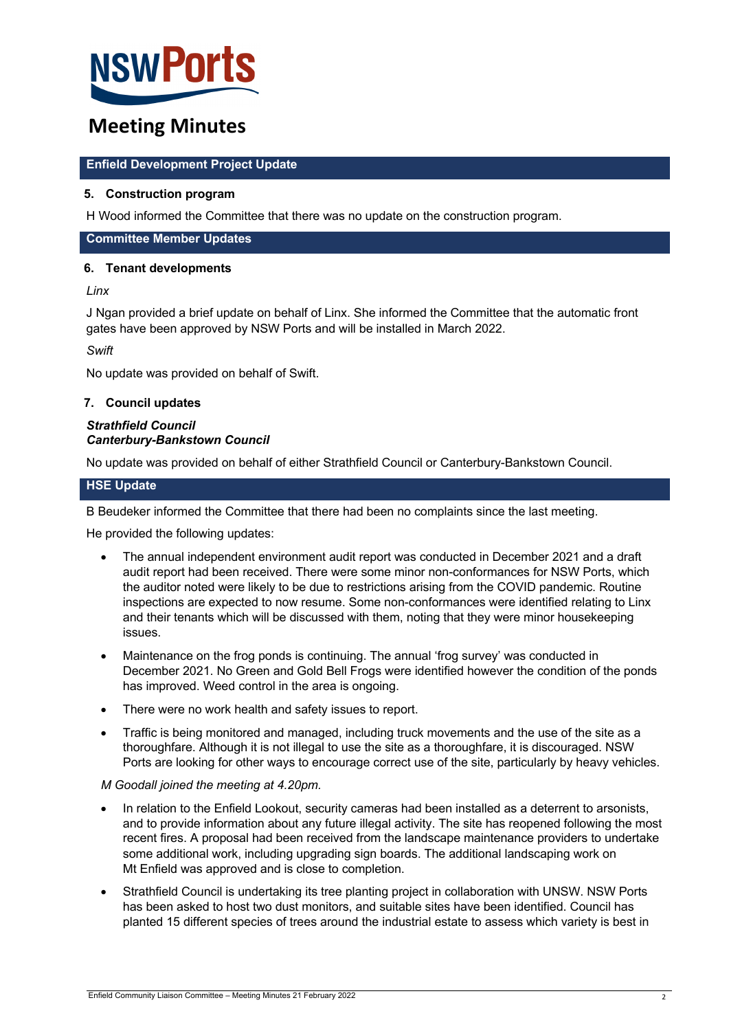# Meeting Minutes

## Enfield Development Project Update

### 5. Construction program

H Wood informed the Committee that there was no update on the construction program.

## Committee Member Updates

### 6. Tenant developments

*Linx*

J Ngan provided a brief update on behalf of Linx. She informed the Committee that the automatic front gates have been approved by NSW Ports and will be installed in March 2022.

*Swift*

No update was provided on behalf of Swift.

### 7. Council updates

***Strathfield Council***
***Canterbury-Bankstown Council***

No update was provided on behalf of either Strathfield Council or Canterbury-Bankstown Council.

## HSE Update

B Beudeker informed the Committee that there had been no complaints since the last meeting.

He provided the following updates:

- The annual independent environment audit report was conducted in December 2021 and a draft audit report had been received. There were some minor non-conformances for NSW Ports, which the auditor noted were likely to be due to restrictions arising from the COVID pandemic. Routine inspections are expected to now resume. Some non-conformances were identified relating to Linx and their tenants which will be discussed with them, noting that they were minor housekeeping issues.
- Maintenance on the frog ponds is continuing. The annual 'frog survey' was conducted in December 2021. No Green and Gold Bell Frogs were identified however the condition of the ponds has improved. Weed control in the area is ongoing.
- There were no work health and safety issues to report.
- Traffic is being monitored and managed, including truck movements and the use of the site as a thoroughfare. Although it is not illegal to use the site as a thoroughfare, it is discouraged. NSW Ports are looking for other ways to encourage correct use of the site, particularly by heavy vehicles.

*M Goodall joined the meeting at 4.20pm.*

- In relation to the Enfield Lookout, security cameras had been installed as a deterrent to arsonists, and to provide information about any future illegal activity. The site has reopened following the most recent fires. A proposal had been received from the landscape maintenance providers to undertake some additional work, including upgrading sign boards. The additional landscaping work on Mt Enfield was approved and is close to completion.
- Strathfield Council is undertaking its tree planting project in collaboration with UNSW. NSW Ports has been asked to host two dust monitors, and suitable sites have been identified. Council has planted 15 different species of trees around the industrial estate to assess which variety is best in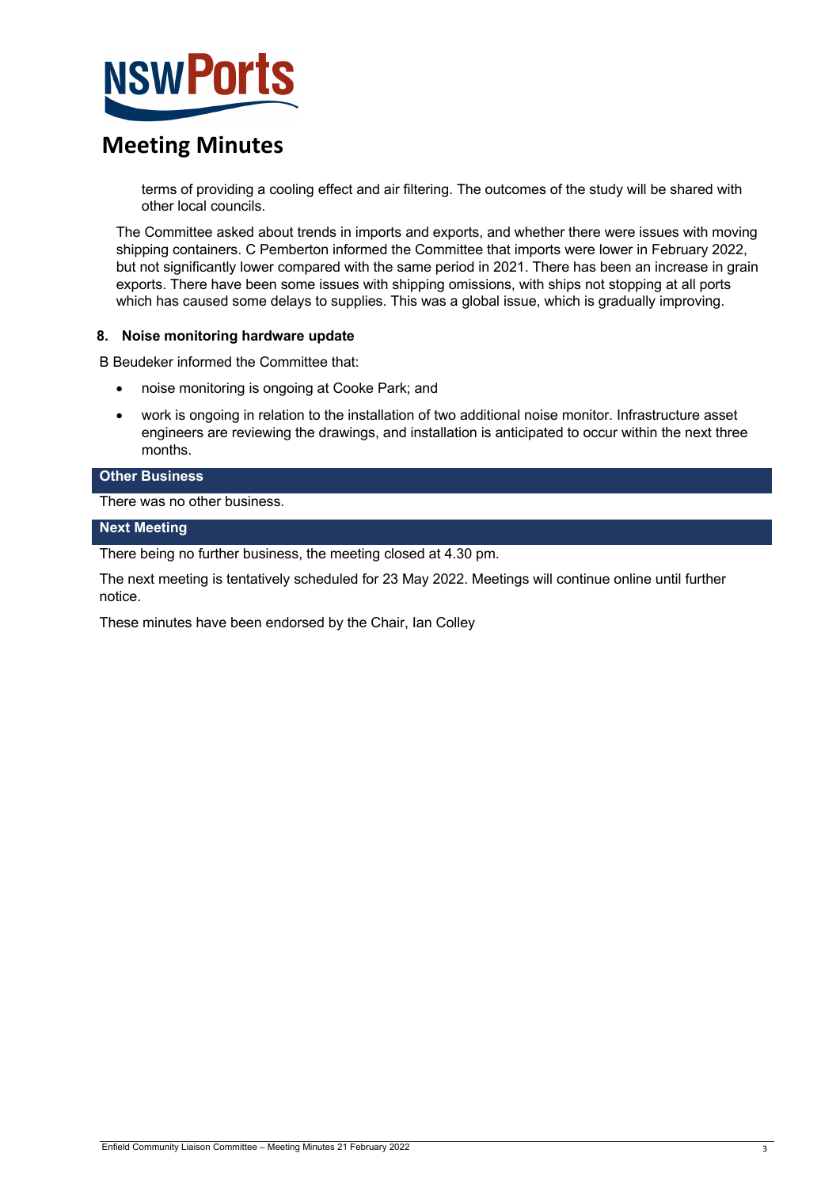# Meeting Minutes

terms of providing a cooling effect and air filtering. The outcomes of the study will be shared with other local councils.

The Committee asked about trends in imports and exports, and whether there were issues with moving shipping containers. C Pemberton informed the Committee that imports were lower in February 2022, but not significantly lower compared with the same period in 2021. There has been an increase in grain exports. There have been some issues with shipping omissions, with ships not stopping at all ports which has caused some delays to supplies. This was a global issue, which is gradually improving.

**8. Noise monitoring hardware update**

B Beudeker informed the Committee that:

- noise monitoring is ongoing at Cooke Park; and
- work is ongoing in relation to the installation of two additional noise monitor. Infrastructure asset engineers are reviewing the drawings, and installation is anticipated to occur within the next three months.

## Other Business

There was no other business.

## Next Meeting

There being no further business, the meeting closed at 4.30 pm.

The next meeting is tentatively scheduled for 23 May 2022. Meetings will continue online until further notice.

These minutes have been endorsed by the Chair, Ian Colley